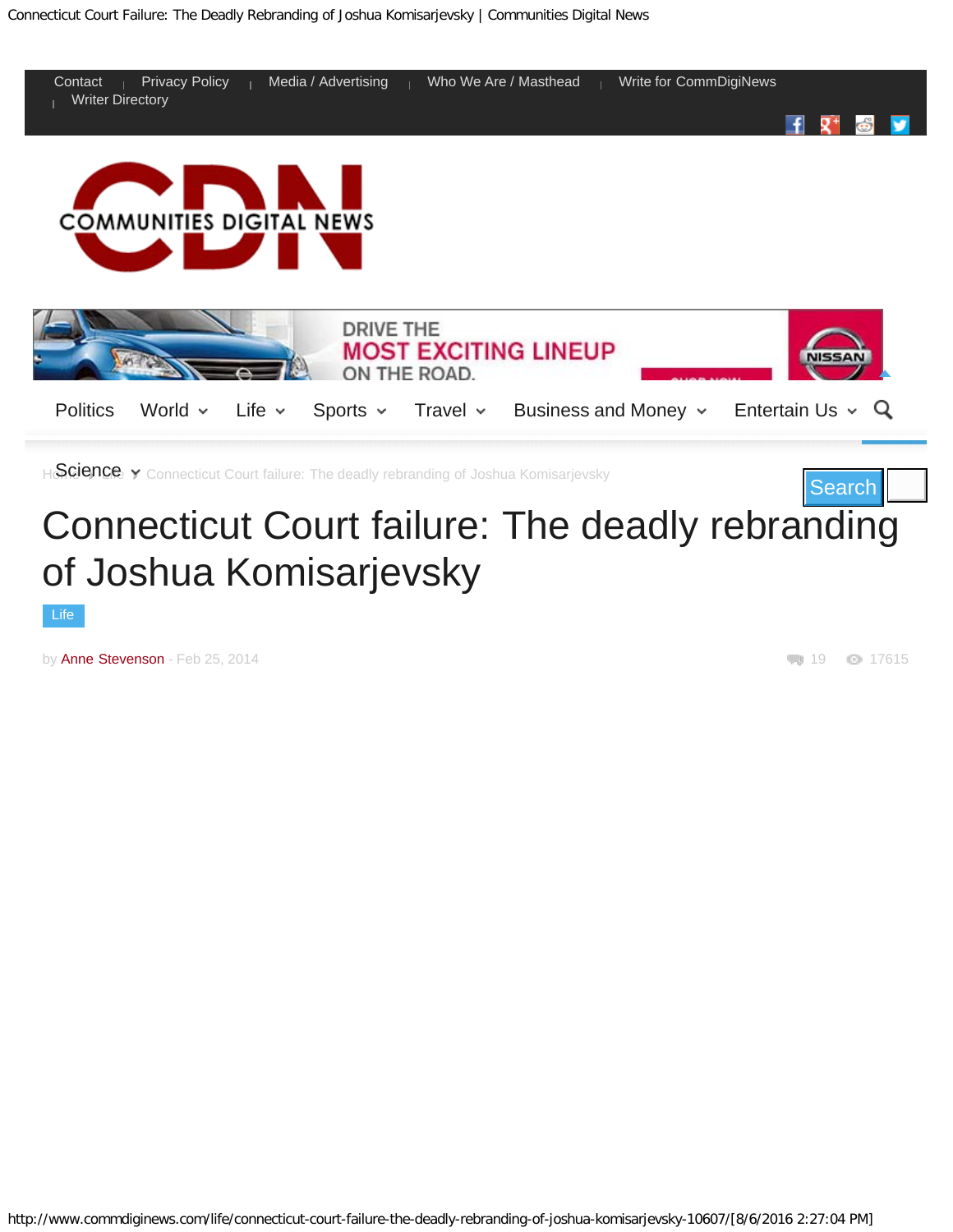Contact | Privacy Policy | Media / Advertising | Who We Are / Masthead | Write for CommDigiNews | Writer Directory

Politics World Life Sports Travel Business and Money Entertain Us Science

Home › Life › Connecticut Court failure: The deadly rebranding of Joshua Komisarjevsky

# Connecticut Court failure: The deadly rebranding of Joshua Komisarjevsky

Life

by Anne Stevenson - Feb 25, 2014

19 17615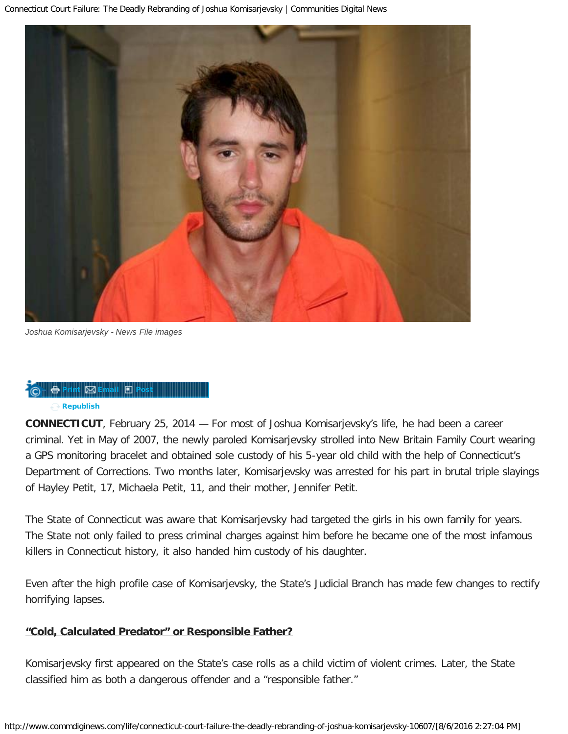Joshua Komisarjevsky - News File images

Print Email Post

Republish

**CONNECTICUT**, February 25, 2014 — For most of Joshua Komisarjevsky's life, he had been a career criminal. Yet in May of 2007, the newly paroled Komisarjevsky strolled into New Britain Family Court wearing a GPS monitoring bracelet and obtained sole custody of his 5-year old child with the help of Connecticut's Department of Corrections. Two months later, Komisarjevsky was arrested for his part in brutal triple slayings of Hayley Petit, 17, Michaela Petit, 11, and their mother, Jennifer Petit.

The State of Connecticut was aware that Komisarjevsky had targeted the girls in his own family for years. The State not only failed to press criminal charges against him before he became one of the most infamous killers in Connecticut history, it also handed him custody of his daughter.

Even after the high profile case of Komisarjevsky, the State's Judicial Branch has made few changes to rectify horrifying lapses.

## "Cold, Calculated Predator" or Responsible Father?

Komisarjevsky first appeared on the State's case rolls as a child victim of violent crimes. Later, the State classified him as both a dangerous offender and a "responsible father."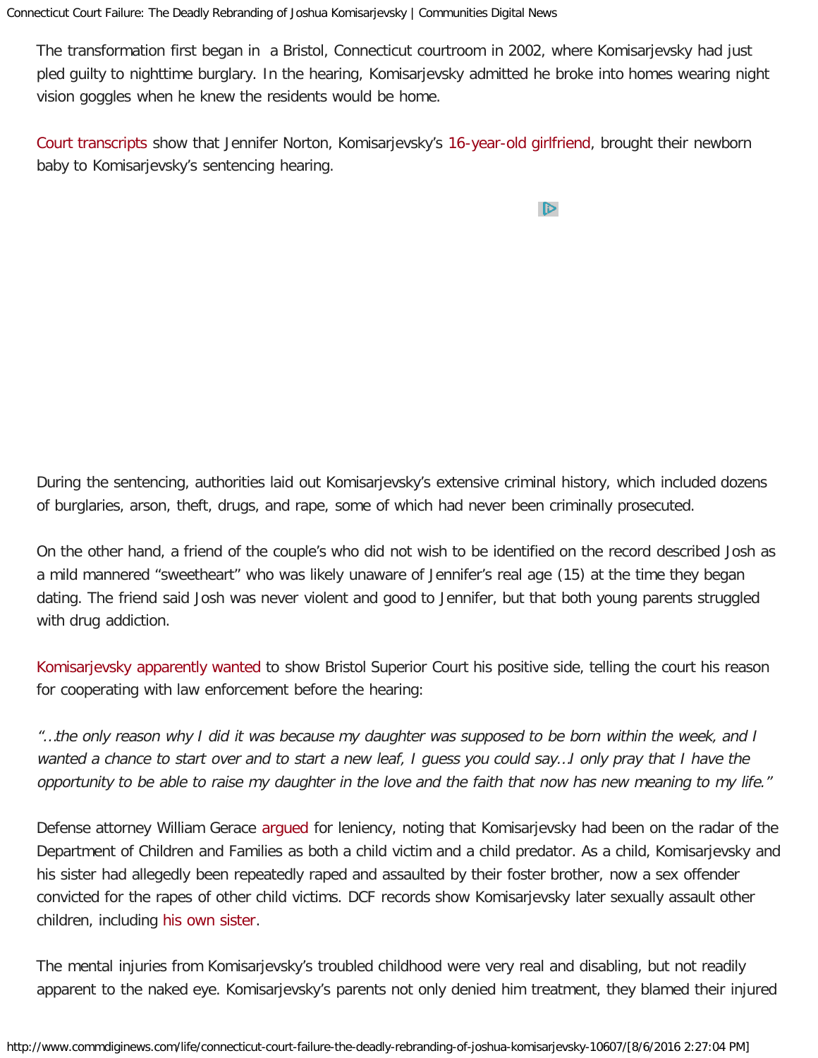The transformation first began in a Bristol, Connecticut courtroom in 2002, where Komisarjevsky had just pled guilty to nighttime burglary. In the hearing, Komisarjevsky admitted he broke into homes wearing night vision goggles when he knew the residents would be home.

Court transcripts show that Jennifer Norton, Komisarjevsky's 16-year-old girlfriend, brought their newborn baby to Komisarjevsky's sentencing hearing.

During the sentencing, authorities laid out Komisarjevsky's extensive criminal history, which included dozens of burglaries, arson, theft, drugs, and rape, some of which had never been criminally prosecuted.

On the other hand, a friend of the couple's who did not wish to be identified on the record described Josh as a mild mannered "sweetheart" who was likely unaware of Jennifer's real age (15) at the time they began dating. The friend said Josh was never violent and good to Jennifer, but that both young parents struggled with drug addiction.

Komisarjevsky apparently wanted to show Bristol Superior Court his positive side, telling the court his reason for cooperating with law enforcement before the hearing:

*"…the only reason why I did it was because my daughter was supposed to be born within the week, and I wanted a chance to start over and to start a new leaf, I guess you could say…I only pray that I have the opportunity to be able to raise my daughter in the love and the faith that now has new meaning to my life."*

Defense attorney William Gerace argued for leniency, noting that Komisarjevsky had been on the radar of the Department of Children and Families as both a child victim and a child predator. As a child, Komisarjevsky and his sister had allegedly been repeatedly raped and assaulted by their foster brother, now a sex offender convicted for the rapes of other child victims. DCF records show Komisarjevsky later sexually assault other children, including his own sister.

The mental injuries from Komisarjevsky's troubled childhood were very real and disabling, but not readily apparent to the naked eye. Komisarjevsky's parents not only denied him treatment, they blamed their injured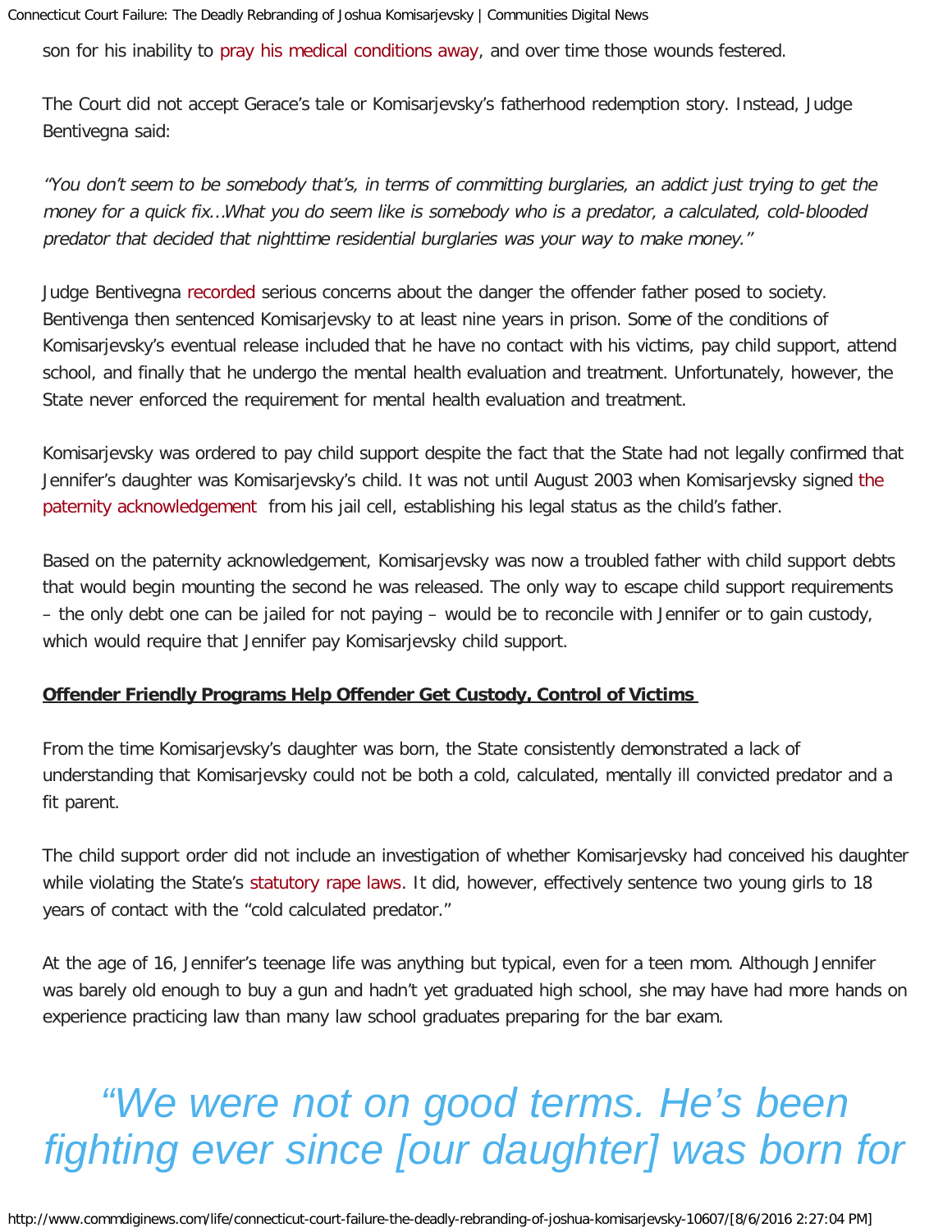son for his inability to pray his medical conditions away, and over time those wounds festered.

The Court did not accept Gerace's tale or Komisarjevsky's fatherhood redemption story. Instead, Judge Bentivegna said:

*"You don't seem to be somebody that's, in terms of committing burglaries, an addict just trying to get the money for a quick fix…What you do seem like is somebody who is a predator, a calculated, cold-blooded predator that decided that nighttime residential burglaries was your way to make money."*

Judge Bentivegna recorded serious concerns about the danger the offender father posed to society. Bentivenga then sentenced Komisarjevsky to at least nine years in prison. Some of the conditions of Komisarjevsky's eventual release included that he have no contact with his victims, pay child support, attend school, and finally that he undergo the mental health evaluation and treatment. Unfortunately, however, the State never enforced the requirement for mental health evaluation and treatment.

Komisarjevsky was ordered to pay child support despite the fact that the State had not legally confirmed that Jennifer's daughter was Komisarjevsky's child. It was not until August 2003 when Komisarjevsky signed the paternity acknowledgement from his jail cell, establishing his legal status as the child's father.

Based on the paternity acknowledgement, Komisarjevsky was now a troubled father with child support debts that would begin mounting the second he was released. The only way to escape child support requirements – the only debt one can be jailed for not paying – would be to reconcile with Jennifer or to gain custody, which would require that Jennifer pay Komisarjevsky child support.

**Offender Friendly Programs Help Offender Get Custody, Control of Victims**

From the time Komisarjevsky's daughter was born, the State consistently demonstrated a lack of understanding that Komisarjevsky could not be both a cold, calculated, mentally ill convicted predator and a fit parent.

The child support order did not include an investigation of whether Komisarjevsky had conceived his daughter while violating the State's statutory rape laws. It did, however, effectively sentence two young girls to 18 years of contact with the "cold calculated predator."

At the age of 16, Jennifer's teenage life was anything but typical, even for a teen mom. Although Jennifer was barely old enough to buy a gun and hadn't yet graduated high school, she may have had more hands on experience practicing law than many law school graduates preparing for the bar exam.

> *"We were not on good terms. He's been fighting ever since [our daughter] was born for*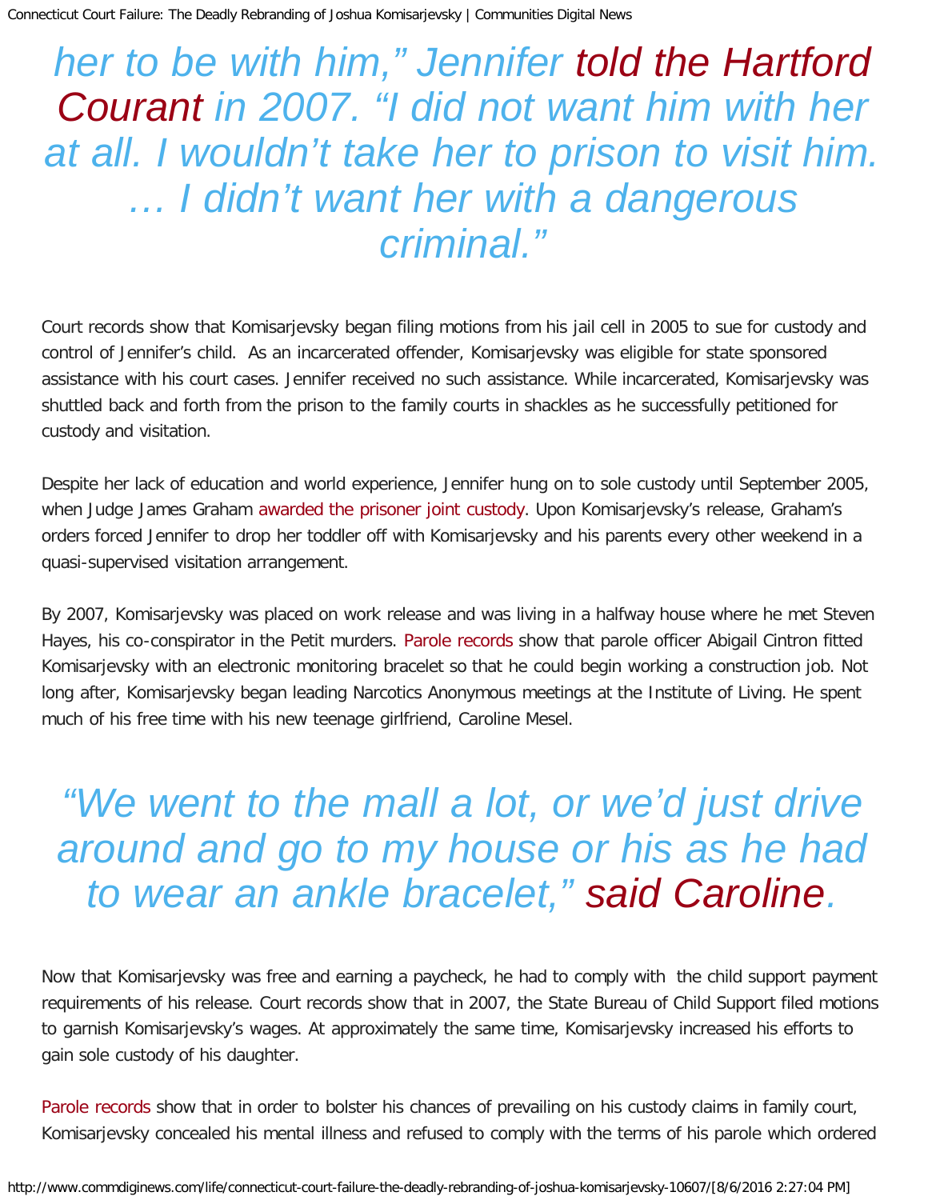> *her to be with him," Jennifer told the Hartford Courant in 2007. "I did not want him with her at all. I wouldn't take her to prison to visit him. … I didn't want her with a dangerous criminal."*

Court records show that Komisarjevsky began filing motions from his jail cell in 2005 to sue for custody and control of Jennifer's child. As an incarcerated offender, Komisarjevsky was eligible for state sponsored assistance with his court cases. Jennifer received no such assistance. While incarcerated, Komisarjevsky was shuttled back and forth from the prison to the family courts in shackles as he successfully petitioned for custody and visitation.

Despite her lack of education and world experience, Jennifer hung on to sole custody until September 2005, when Judge James Graham awarded the prisoner joint custody. Upon Komisarjevsky's release, Graham's orders forced Jennifer to drop her toddler off with Komisarjevsky and his parents every other weekend in a quasi-supervised visitation arrangement.

By 2007, Komisarjevsky was placed on work release and was living in a halfway house where he met Steven Hayes, his co-conspirator in the Petit murders. Parole records show that parole officer Abigail Cintron fitted Komisarjevsky with an electronic monitoring bracelet so that he could begin working a construction job. Not long after, Komisarjevsky began leading Narcotics Anonymous meetings at the Institute of Living. He spent much of his free time with his new teenage girlfriend, Caroline Mesel.

> *"We went to the mall a lot, or we'd just drive around and go to my house or his as he had to wear an ankle bracelet," said Caroline.*

Now that Komisarjevsky was free and earning a paycheck, he had to comply with the child support payment requirements of his release. Court records show that in 2007, the State Bureau of Child Support filed motions to garnish Komisarjevsky's wages. At approximately the same time, Komisarjevsky increased his efforts to gain sole custody of his daughter.

Parole records show that in order to bolster his chances of prevailing on his custody claims in family court, Komisarjevsky concealed his mental illness and refused to comply with the terms of his parole which ordered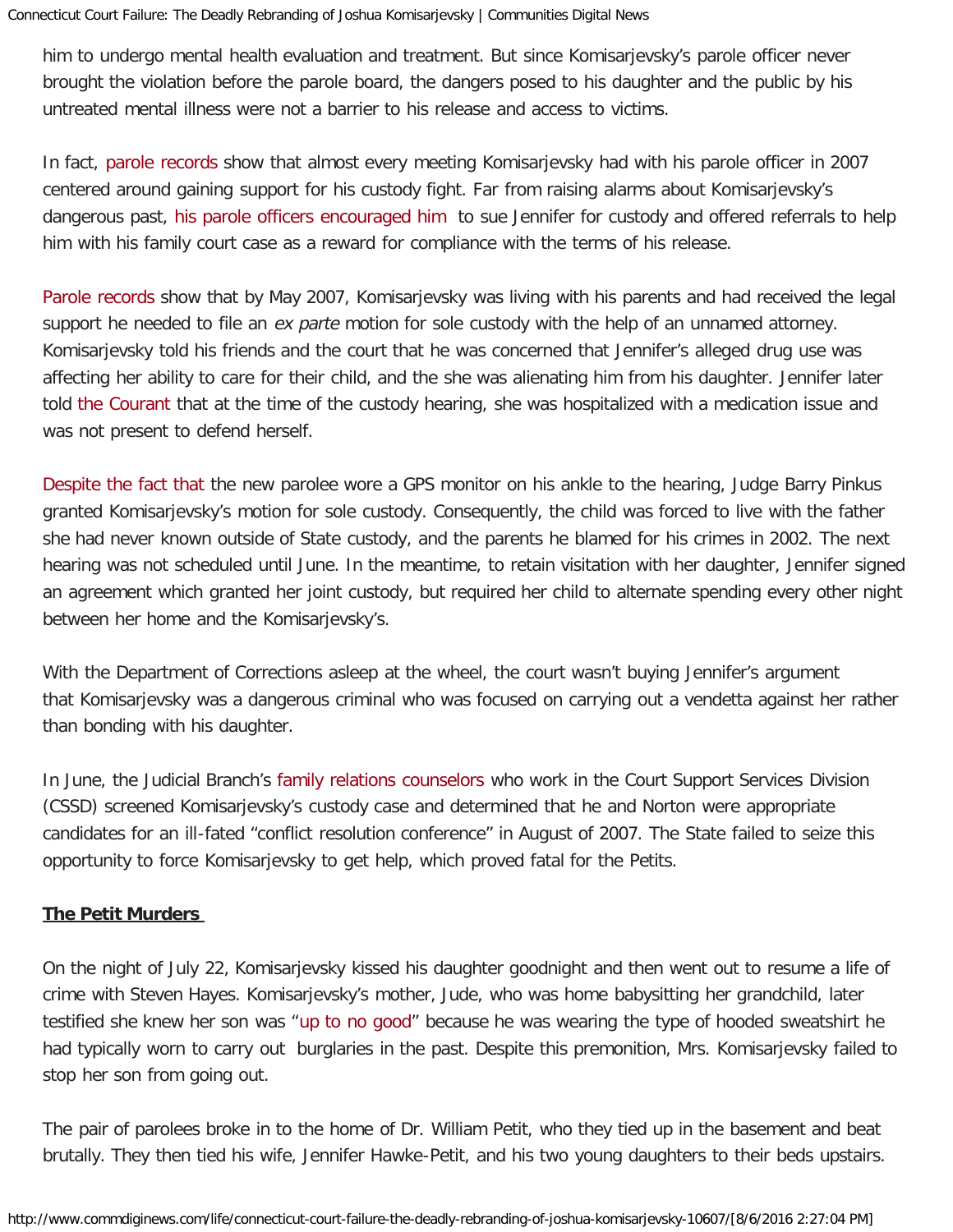him to undergo mental health evaluation and treatment. But since Komisarjevsky's parole officer never brought the violation before the parole board, the dangers posed to his daughter and the public by his untreated mental illness were not a barrier to his release and access to victims.

In fact, parole records show that almost every meeting Komisarjevsky had with his parole officer in 2007 centered around gaining support for his custody fight. Far from raising alarms about Komisarjevsky's dangerous past, his parole officers encouraged him to sue Jennifer for custody and offered referrals to help him with his family court case as a reward for compliance with the terms of his release.

Parole records show that by May 2007, Komisarjevsky was living with his parents and had received the legal support he needed to file an *ex parte* motion for sole custody with the help of an unnamed attorney. Komisarjevsky told his friends and the court that he was concerned that Jennifer's alleged drug use was affecting her ability to care for their child, and the she was alienating him from his daughter. Jennifer later told the Courant that at the time of the custody hearing, she was hospitalized with a medication issue and was not present to defend herself.

Despite the fact that the new parolee wore a GPS monitor on his ankle to the hearing, Judge Barry Pinkus granted Komisarjevsky's motion for sole custody. Consequently, the child was forced to live with the father she had never known outside of State custody, and the parents he blamed for his crimes in 2002. The next hearing was not scheduled until June. In the meantime, to retain visitation with her daughter, Jennifer signed an agreement which granted her joint custody, but required her child to alternate spending every other night between her home and the Komisarjevsky's.

With the Department of Corrections asleep at the wheel, the court wasn't buying Jennifer's argument that Komisarjevsky was a dangerous criminal who was focused on carrying out a vendetta against her rather than bonding with his daughter.

In June, the Judicial Branch's family relations counselors who work in the Court Support Services Division (CSSD) screened Komisarjevsky's custody case and determined that he and Norton were appropriate candidates for an ill-fated "conflict resolution conference" in August of 2007. The State failed to seize this opportunity to force Komisarjevsky to get help, which proved fatal for the Petits.

## **The Petit Murders**

On the night of July 22, Komisarjevsky kissed his daughter goodnight and then went out to resume a life of crime with Steven Hayes. Komisarjevsky's mother, Jude, who was home babysitting her grandchild, later testified she knew her son was "up to no good" because he was wearing the type of hooded sweatshirt he had typically worn to carry out burglaries in the past. Despite this premonition, Mrs. Komisarjevsky failed to stop her son from going out.

The pair of parolees broke in to the home of Dr. William Petit, who they tied up in the basement and beat brutally. They then tied his wife, Jennifer Hawke-Petit, and his two young daughters to their beds upstairs.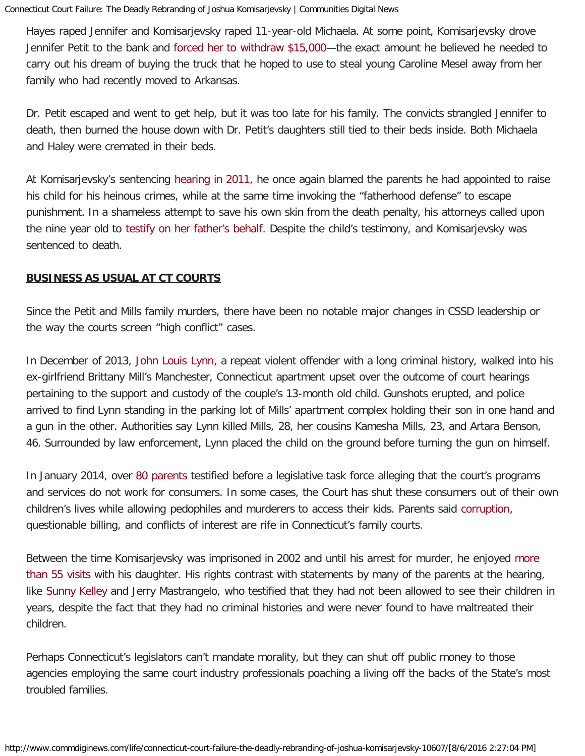Hayes raped Jennifer and Komisarjevsky raped 11-year-old Michaela. At some point, Komisarjevsky drove Jennifer Petit to the bank and forced her to withdraw $15,000—the exact amount he believed he needed to carry out his dream of buying the truck that he hoped to use to steal young Caroline Mesel away from her family who had recently moved to Arkansas.

Dr. Petit escaped and went to get help, but it was too late for his family. The convicts strangled Jennifer to death, then burned the house down with Dr. Petit's daughters still tied to their beds inside. Both Michaela and Haley were cremated in their beds.

At Komisarjevsky's sentencing hearing in 2011, he once again blamed the parents he had appointed to raise his child for his heinous crimes, while at the same time invoking the "fatherhood defense" to escape punishment. In a shameless attempt to save his own skin from the death penalty, his attorneys called upon the nine year old to testify on her father's behalf. Despite the child's testimony, and Komisarjevsky was sentenced to death.

## BUSINESS AS USUAL AT CT COURTS

Since the Petit and Mills family murders, there have been no notable major changes in CSSD leadership or the way the courts screen "high conflict" cases.

In December of 2013, John Louis Lynn, a repeat violent offender with a long criminal history, walked into his ex-girlfriend Brittany Mill's Manchester, Connecticut apartment upset over the outcome of court hearings pertaining to the support and custody of the couple's 13-month old child. Gunshots erupted, and police arrived to find Lynn standing in the parking lot of Mills' apartment complex holding their son in one hand and a gun in the other. Authorities say Lynn killed Mills, 28, her cousins Kamesha Mills, 23, and Artara Benson, 46. Surrounded by law enforcement, Lynn placed the child on the ground before turning the gun on himself.

In January 2014, over 80 parents testified before a legislative task force alleging that the court's programs and services do not work for consumers. In some cases, the Court has shut these consumers out of their own children's lives while allowing pedophiles and murderers to access their kids. Parents said corruption, questionable billing, and conflicts of interest are rife in Connecticut's family courts.

Between the time Komisarjevsky was imprisoned in 2002 and until his arrest for murder, he enjoyed more than 55 visits with his daughter. His rights contrast with statements by many of the parents at the hearing, like Sunny Kelley and Jerry Mastrangelo, who testified that they had not been allowed to see their children in years, despite the fact that they had no criminal histories and were never found to have maltreated their children.

Perhaps Connecticut's legislators can't mandate morality, but they can shut off public money to those agencies employing the same court industry professionals poaching a living off the backs of the State's most troubled families.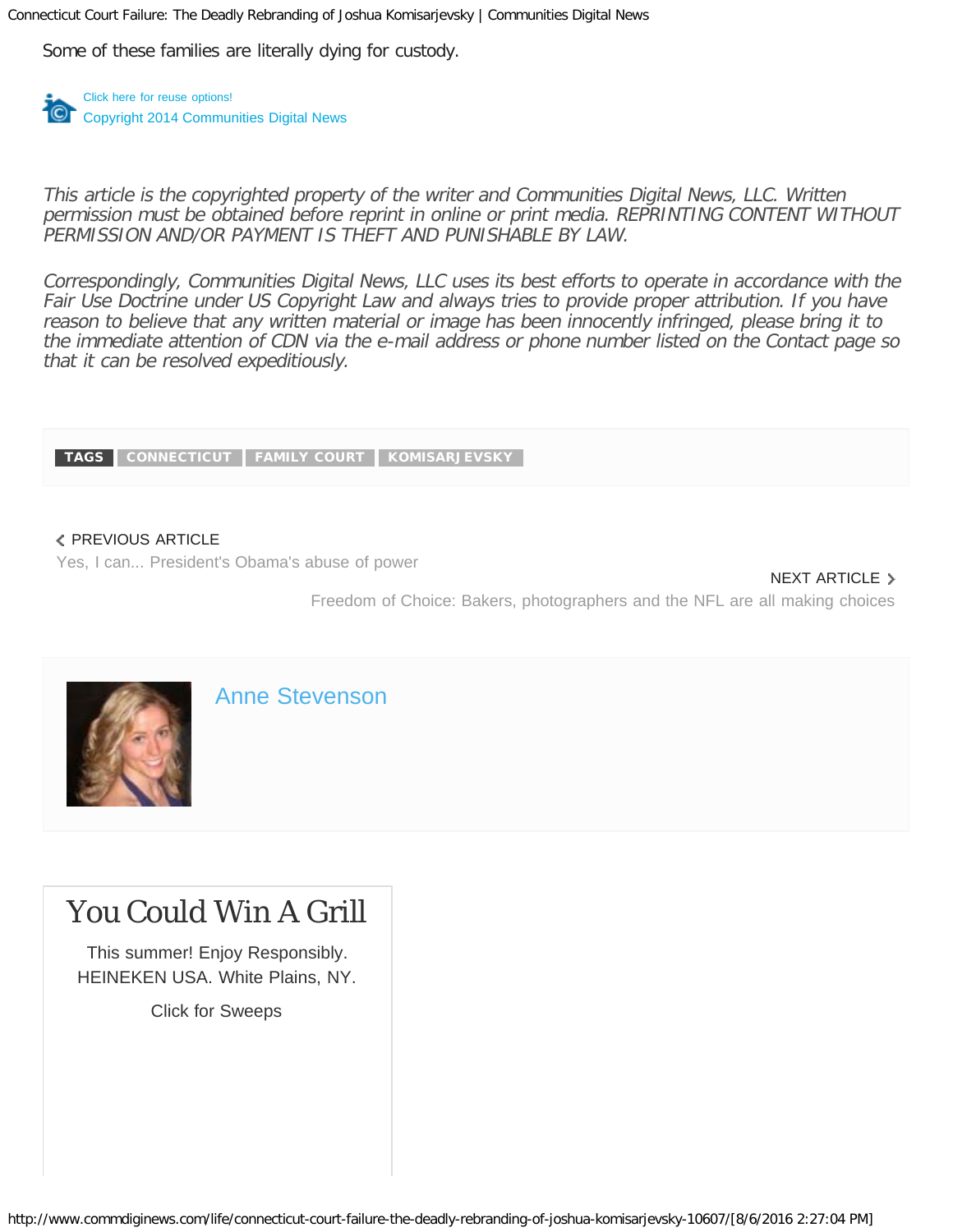Some of these families are literally dying for custody.

Click here for reuse options!
Copyright 2014 Communities Digital News

*This article is the copyrighted property of the writer and Communities Digital News, LLC. Written permission must be obtained before reprint in online or print media. REPRINTING CONTENT WITHOUT PERMISSION AND/OR PAYMENT IS THEFT AND PUNISHABLE BY LAW.*

*Correspondingly, Communities Digital News, LLC uses its best efforts to operate in accordance with the Fair Use Doctrine under US Copyright Law and always tries to provide proper attribution. If you have reason to believe that any written material or image has been innocently infringed, please bring it to the immediate attention of CDN via the e-mail address or phone number listed on the Contact page so that it can be resolved expeditiously.*

**TAGS** CONNECTICUT FAMILY COURT KOMISARJEVSKY

< PREVIOUS ARTICLE
Yes, I can... President's Obama's abuse of power

NEXT ARTICLE >
Freedom of Choice: Bakers, photographers and the NFL are all making choices

Anne Stevenson

You Could Win A Grill

This summer! Enjoy Responsibly.
HEINEKEN USA. White Plains, NY.

Click for Sweeps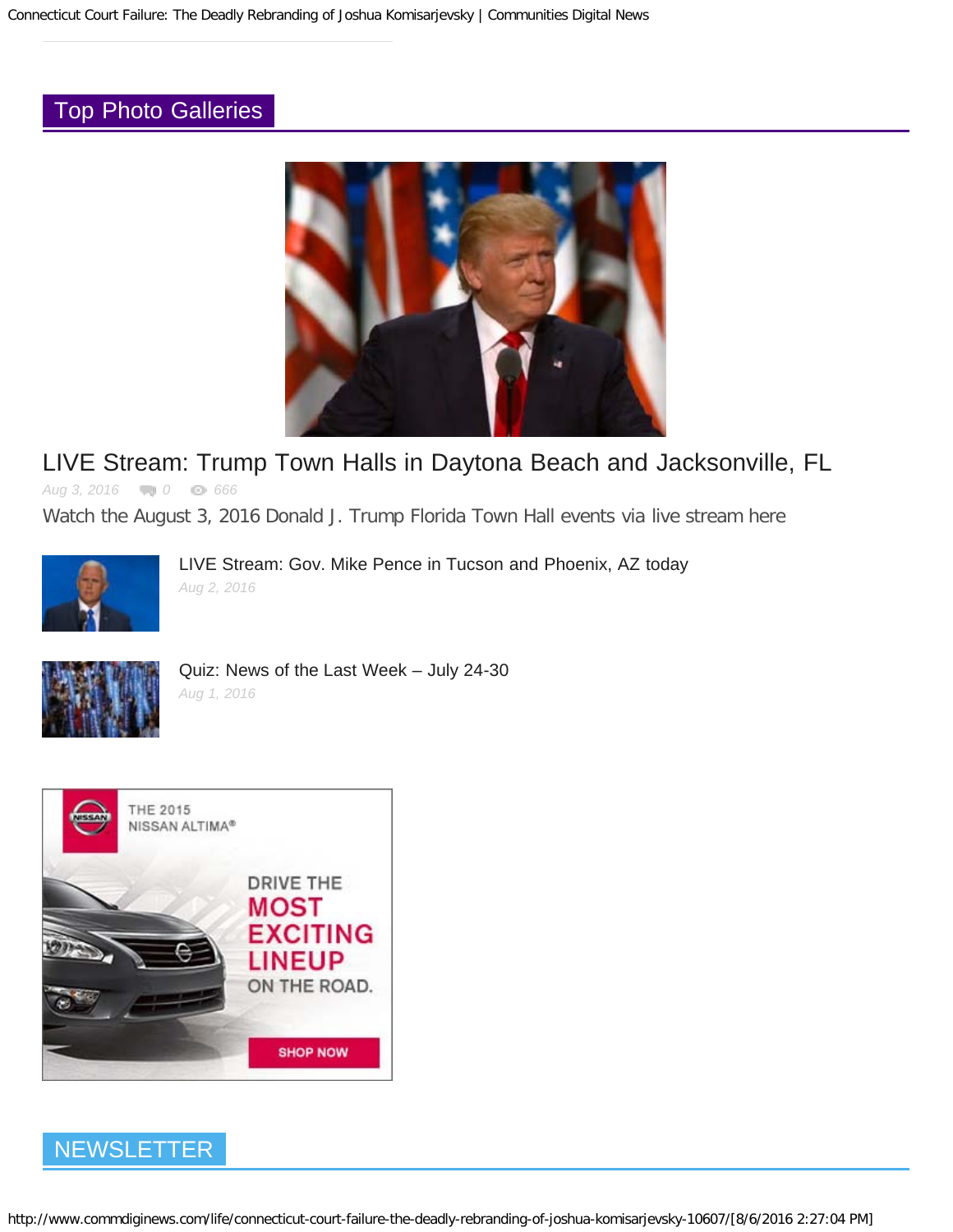## Top Photo Galleries

### LIVE Stream: Trump Town Halls in Daytona Beach and Jacksonville, FL

*Aug 3, 2016* 0 666

Watch the August 3, 2016 Donald J. Trump Florida Town Hall events via live stream here

LIVE Stream: Gov. Mike Pence in Tucson and Phoenix, AZ today

*Aug 2, 2016*

Quiz: News of the Last Week – July 24-30

*Aug 1, 2016*

THE 2015 NISSAN ALTIMA®

DRIVE THE MOST EXCITING LINEUP ON THE ROAD.

SHOP NOW

## NEWSLETTER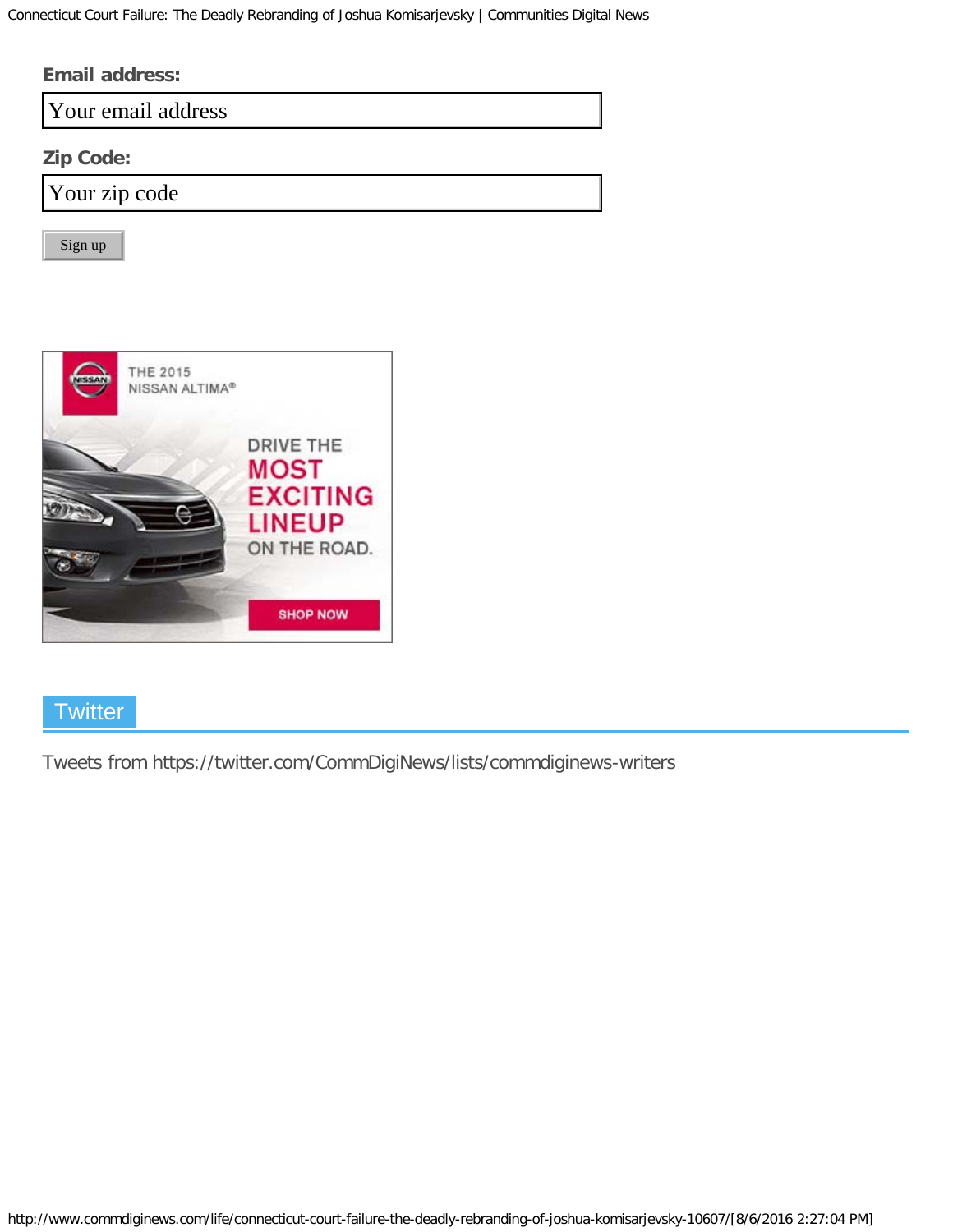**Email address:**

Your email address

**Zip Code:**

Your zip code

Sign up

THE 2015 NISSAN ALTIMA®

DRIVE THE MOST EXCITING LINEUP ON THE ROAD.

SHOP NOW

## Twitter

Tweets from https://twitter.com/CommDigiNews/lists/commdiginews-writers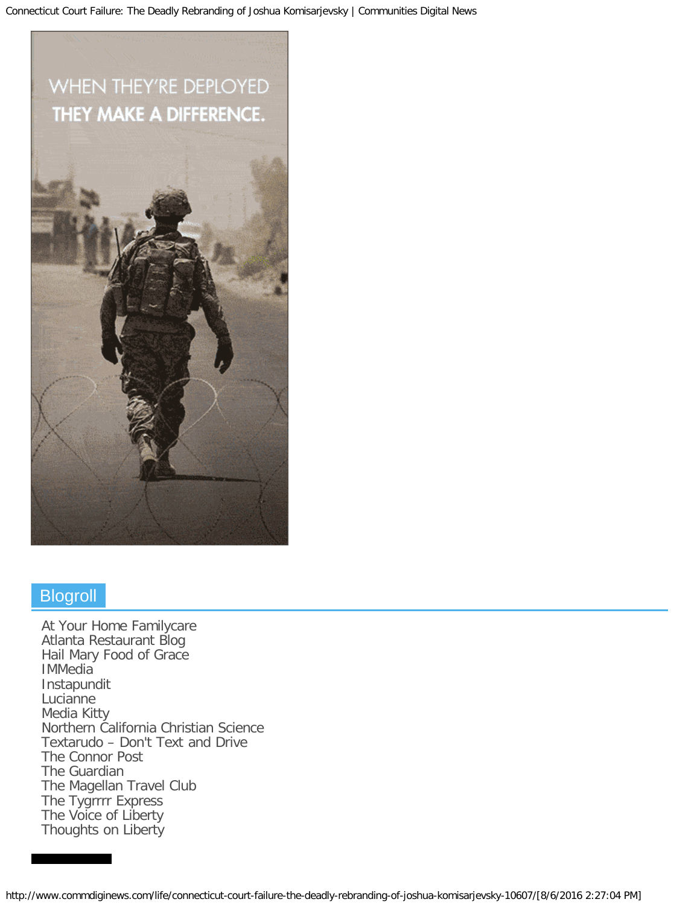## Blogroll

- At Your Home Familycare
- Atlanta Restaurant Blog
- Hail Mary Food of Grace
- IMMedia
- Instapundit
- Lucianne
- Media Kitty
- Northern California Christian Science
- Textarudo – Don't Text and Drive
- The Connor Post
- The Guardian
- The Magellan Travel Club
- The Tygrrrr Express
- The Voice of Liberty
- Thoughts on Liberty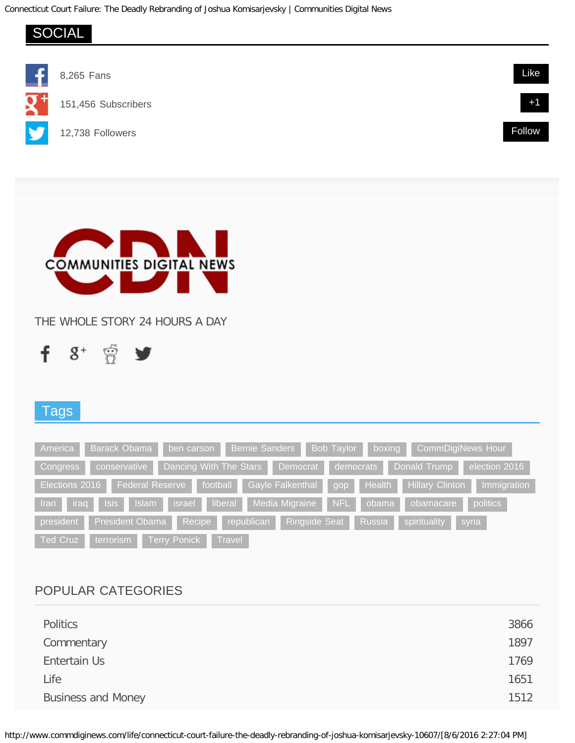## SOCIAL

8,265 Fans — Like

151,456 Subscribers — +1

12,738 Followers — Follow

COMMUNITIES DIGITAL NEWS

THE WHOLE STORY 24 HOURS A DAY

## Tags

America, Barack Obama, ben carson, Bernie Sanders, Bob Taylor, boxing, CommDigiNews Hour, Congress, conservative, Dancing With The Stars, Democrat, democrats, Donald Trump, election 2016, Elections 2016, Federal Reserve, football, Gayle Falkenthal, gop, Health, Hillary Clinton, Immigration, Iran, iraq, Isis, Islam, israel, liberal, Media Migraine, NFL, obama, obamacare, politics, president, President Obama, Recipe, republican, Ringside Seat, Russia, spirituality, syria, Ted Cruz, terrorism, Terry Ponick, Travel

## POPULAR CATEGORIES

| Category | Count |
|---|---|
| Politics | 3866 |
| Commentary | 1897 |
| Entertain Us | 1769 |
| Life | 1651 |
| Business and Money | 1512 |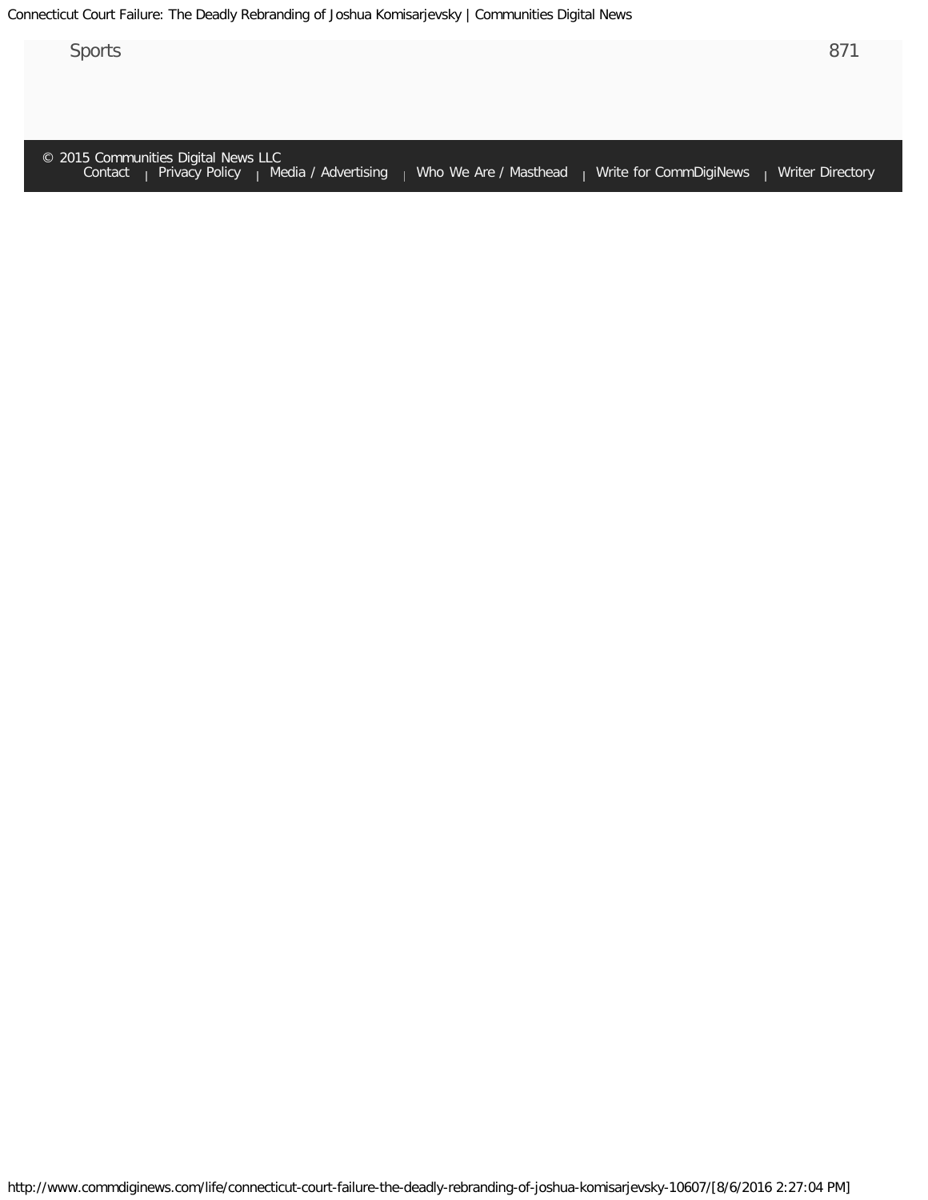Sports 871

© 2015 Communities Digital News LLC

Contact | Privacy Policy | Media / Advertising | Who We Are / Masthead | Write for CommDigiNews | Writer Directory